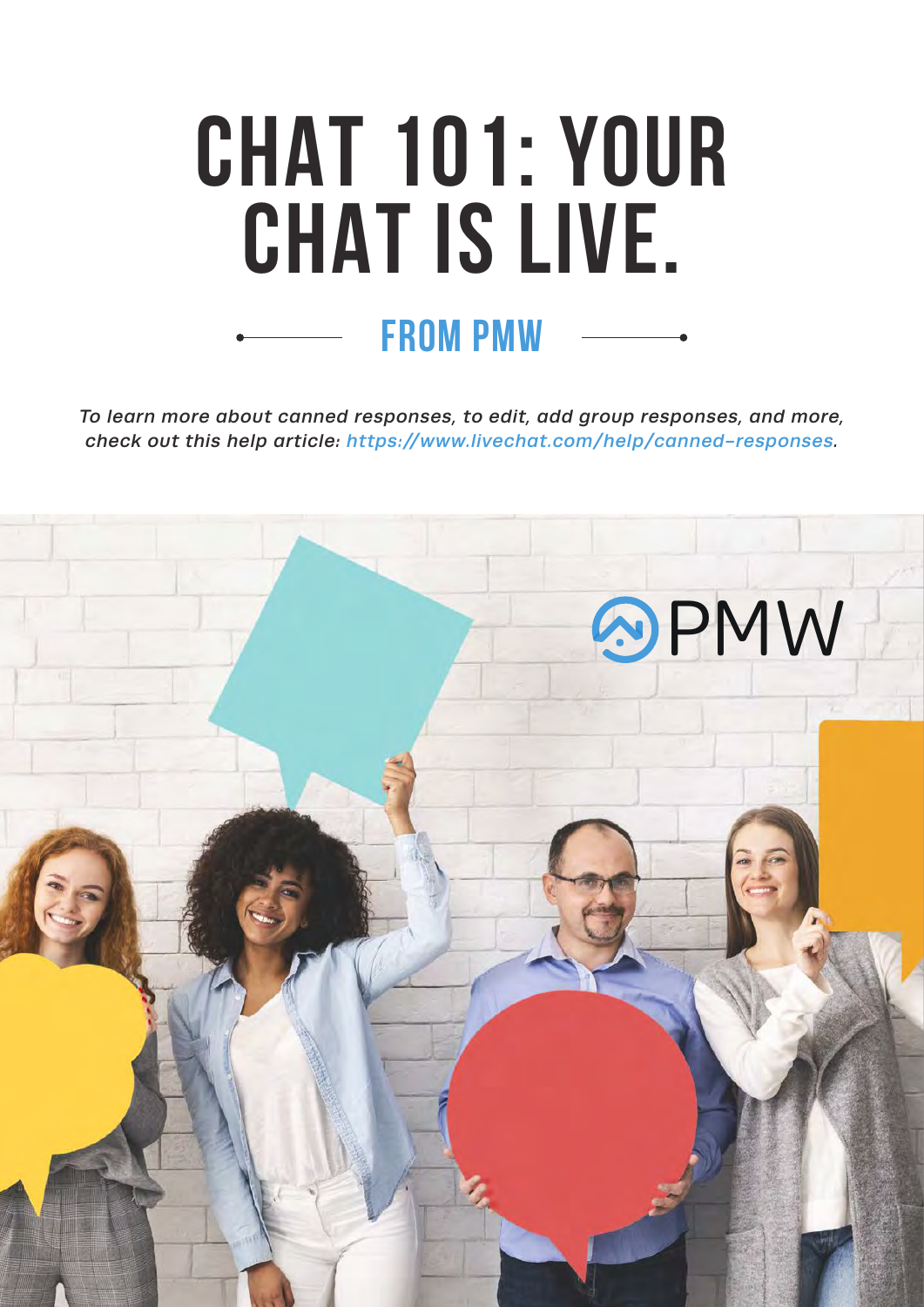# CHAT 101: YOUR CHAT IS LIVE.

## FROM PMW

*To learn more about canned responses, to edit, add group responses, and more, check out this help article: https://www.livechat.com/help/canned-responses.*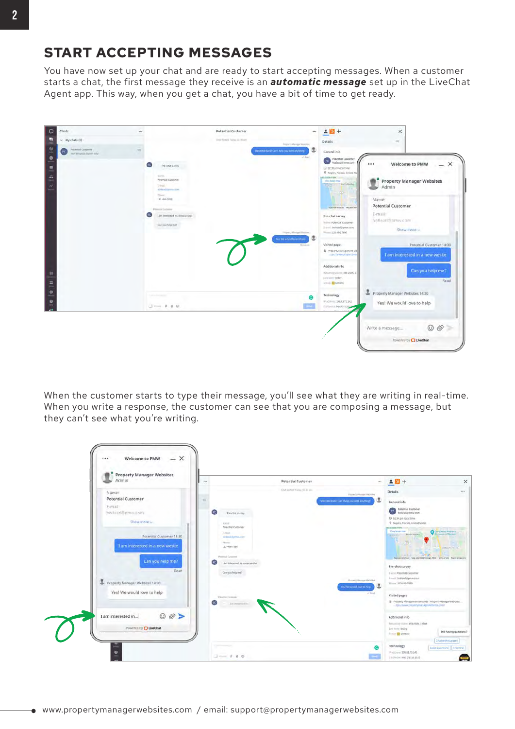## START ACCEPTING MESSAGES

You have now set up your chat and are ready to start accepting messages. When a customer starts a chat, the first message they receive is an ***automatic message*** set up in the LiveChat Agent app. This way, when you get a chat, you have a bit of time to get ready.

When the customer starts to type their message, you'll see what they are writing in real-time. When you write a response, the customer can see that you are composing a message, but they can't see what you're writing.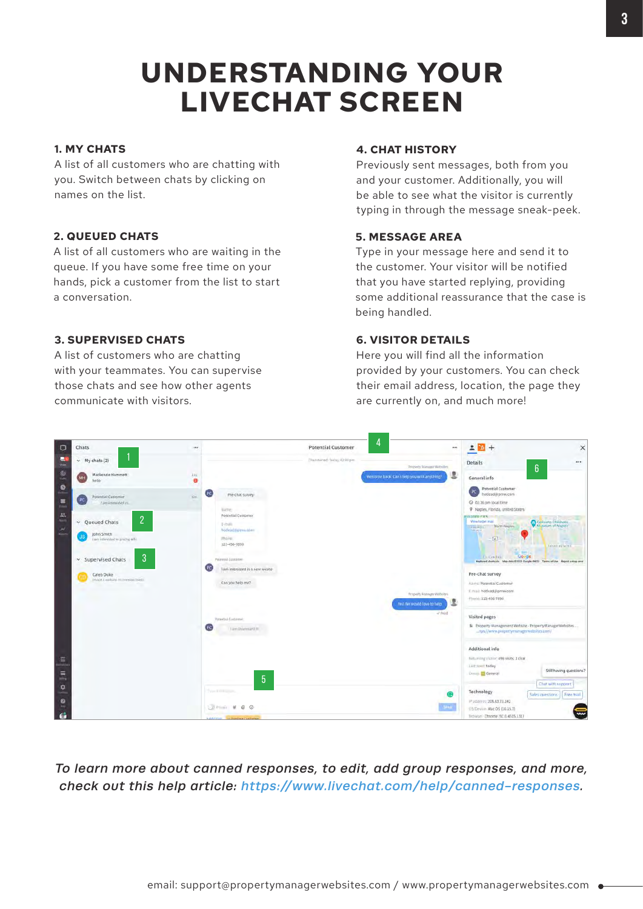# UNDERSTANDING YOUR LIVECHAT SCREEN

### 1. MY CHATS

A list of all customers who are chatting with you. Switch between chats by clicking on names on the list.

### 2. QUEUED CHATS

A list of all customers who are waiting in the queue. If you have some free time on your hands, pick a customer from the list to start a conversation.

### 3. SUPERVISED CHATS

A list of customers who are chatting with your teammates. You can supervise those chats and see how other agents communicate with visitors.

### 4. CHAT HISTORY

Previously sent messages, both from you and your customer. Additionally, you will be able to see what the visitor is currently typing in through the message sneak-peek.

### 5. MESSAGE AREA

Type in your message here and send it to the customer. Your visitor will be notified that you have started replying, providing some additional reassurance that the case is being handled.

### 6. VISITOR DETAILS

Here you will find all the information provided by your customers. You can check their email address, location, the page they are currently on, and much more!

*To learn more about canned responses, to edit, add group responses, and more, check out this help article: https://www.livechat.com/help/canned-responses.*

email: support@propertymanagerwebsites.com / www.propertymanagerwebsites.com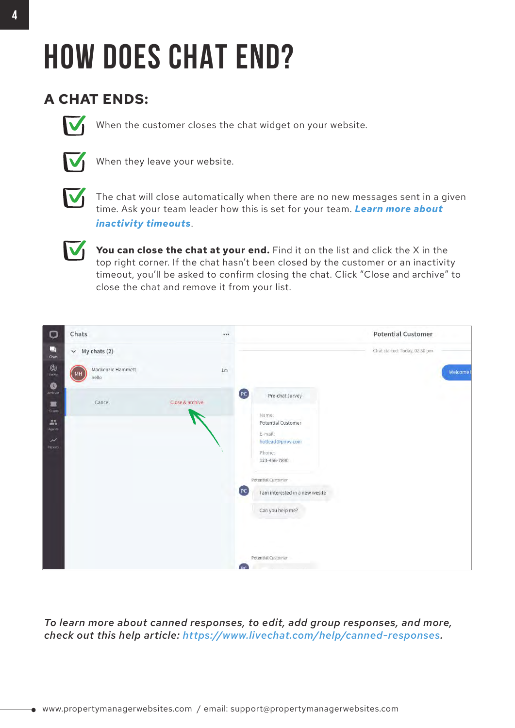# HOW DOES CHAT END?

## A CHAT ENDS:

- When the customer closes the chat widget on your website.
- When they leave your website.
- The chat will close automatically when there are no new messages sent in a given time. Ask your team leader how this is set for your team. ***Learn more about inactivity timeouts***.
- **You can close the chat at your end.** Find it on the list and click the X in the top right corner. If the chat hasn't been closed by the customer or an inactivity timeout, you'll be asked to confirm closing the chat. Click "Close and archive" to close the chat and remove it from your list.

*To learn more about canned responses, to edit, add group responses, and more, check out this help article: https://www.livechat.com/help/canned-responses.*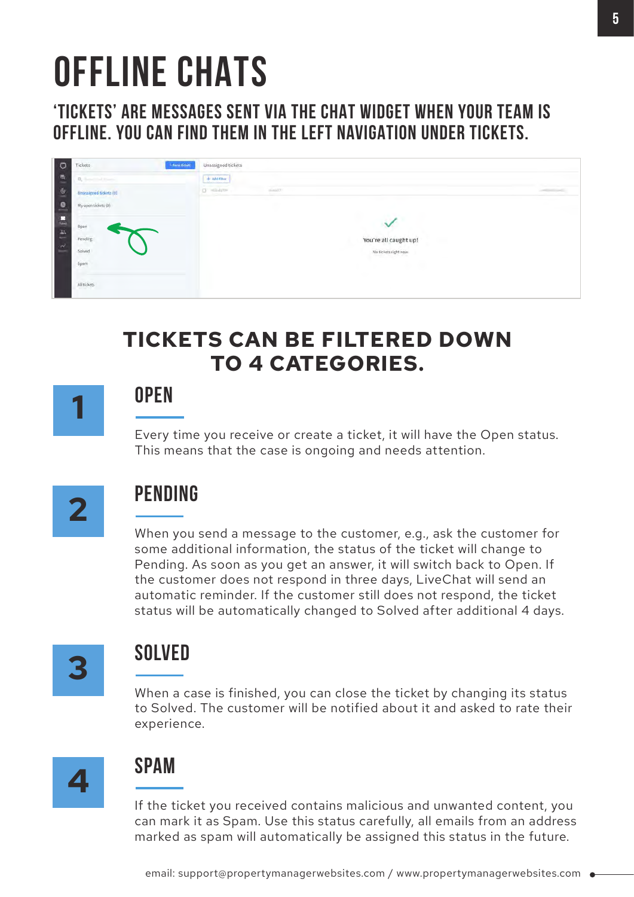# OFFLINE CHATS

## 'TICKETS' ARE MESSAGES SENT VIA THE CHAT WIDGET WHEN YOUR TEAM IS OFFLINE. YOU CAN FIND THEM IN THE LEFT NAVIGATION UNDER TICKETS.

## TICKETS CAN BE FILTERED DOWN TO 4 CATEGORIES.

### 1 OPEN

Every time you receive or create a ticket, it will have the Open status. This means that the case is ongoing and needs attention.

### 2 PENDING

When you send a message to the customer, e.g., ask the customer for some additional information, the status of the ticket will change to Pending. As soon as you get an answer, it will switch back to Open. If the customer does not respond in three days, LiveChat will send an automatic reminder. If the customer still does not respond, the ticket status will be automatically changed to Solved after additional 4 days.

### 3 SOLVED

When a case is finished, you can close the ticket by changing its status to Solved. The customer will be notified about it and asked to rate their experience.

### 4 SPAM

If the ticket you received contains malicious and unwanted content, you can mark it as Spam. Use this status carefully, all emails from an address marked as spam will automatically be assigned this status in the future.

email: support@propertymanagerwebsites.com / www.propertymanagerwebsites.com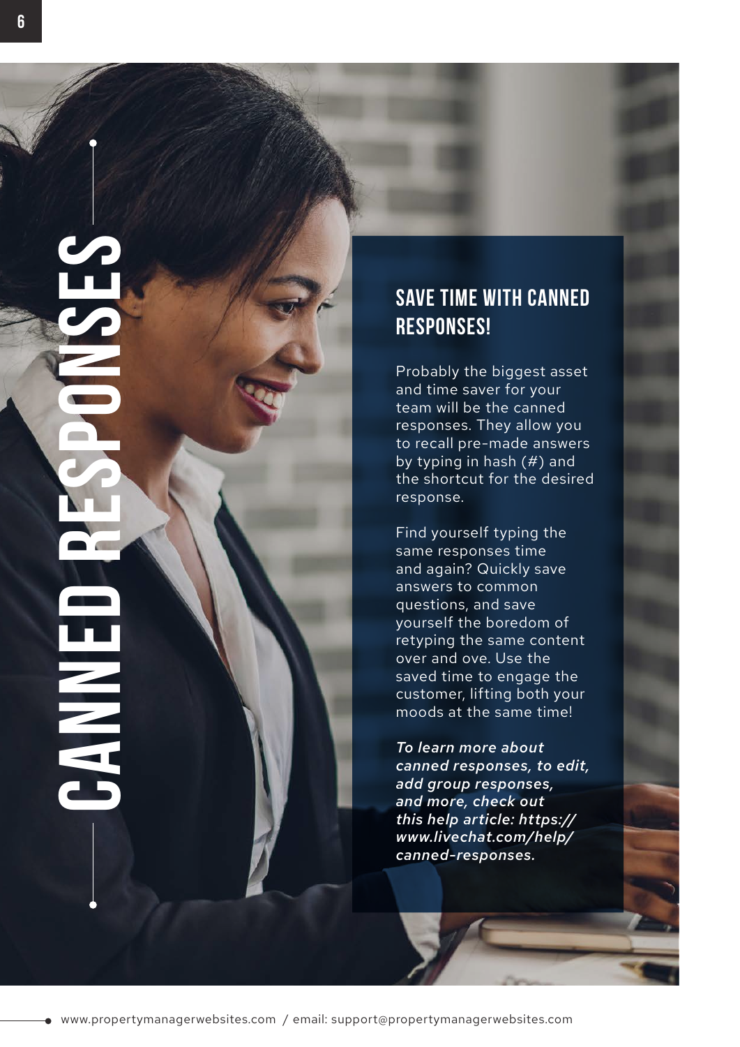# CANNED RESPONSES

## SAVE TIME WITH CANNED RESPONSES!

Probably the biggest asset and time saver for your team will be the canned responses. They allow you to recall pre-made answers by typing in hash (#) and the shortcut for the desired response.

Find yourself typing the same responses time and again? Quickly save answers to common questions, and save yourself the boredom of retyping the same content over and ove. Use the saved time to engage the customer, lifting both your moods at the same time!

***To learn more about canned responses, to edit, add group responses, and more, check out this help article: https://www.livechat.com/help/canned-responses.***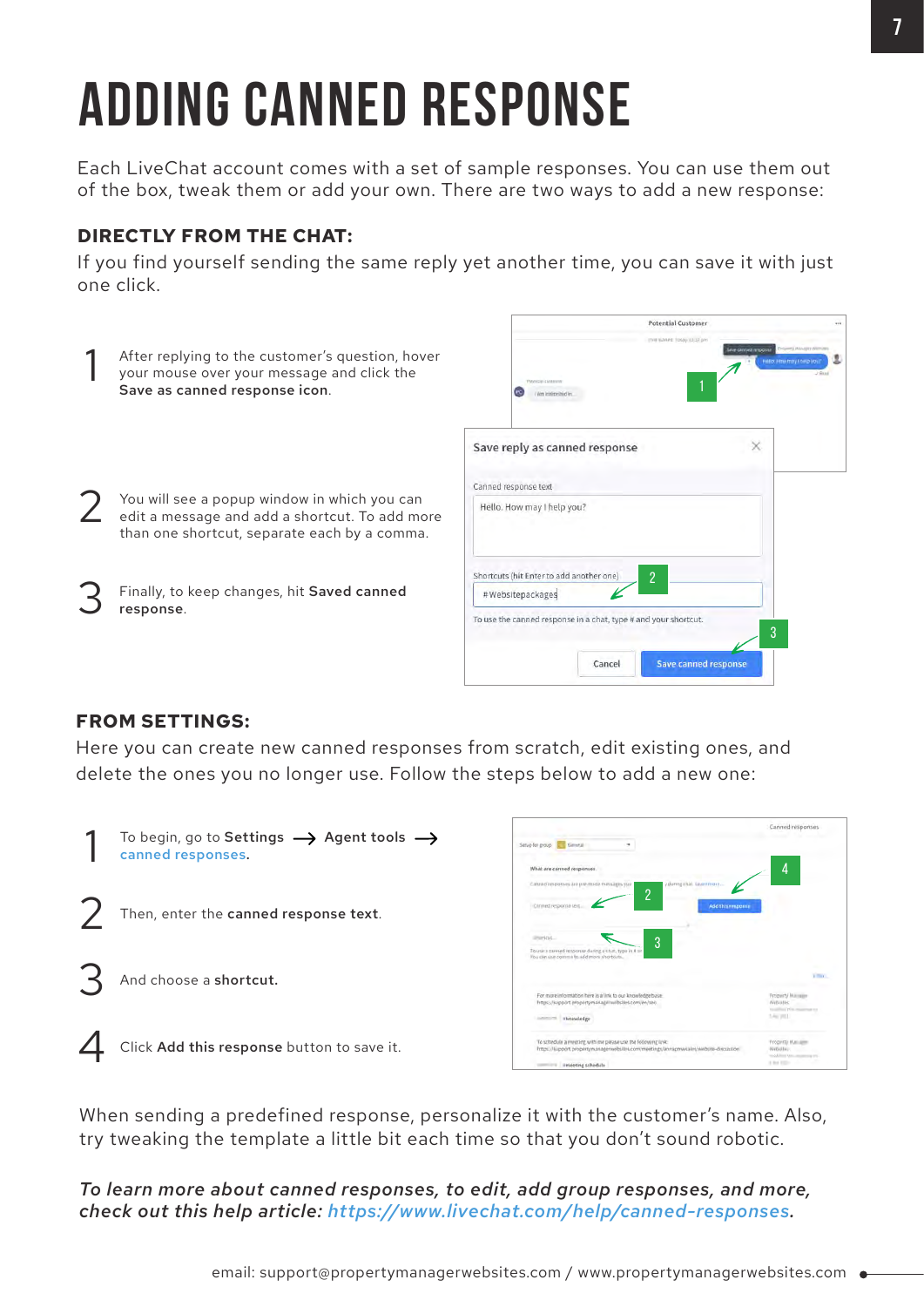# ADDING CANNED RESPONSE

Each LiveChat account comes with a set of sample responses. You can use them out of the box, tweak them or add your own. There are two ways to add a new response:

## DIRECTLY FROM THE CHAT:

If you find yourself sending the same reply yet another time, you can save it with just one click.

1. After replying to the customer's question, hover your mouse over your message and click the **Save as canned response icon**.
2. You will see a popup window in which you can edit a message and add a shortcut. To add more than one shortcut, separate each by a comma.
3. Finally, to keep changes, hit **Saved canned response**.

## FROM SETTINGS:

Here you can create new canned responses from scratch, edit existing ones, and delete the ones you no longer use. Follow the steps below to add a new one:

1. To begin, go to **Settings** ⟶ **Agent tools** ⟶ **canned responses.**
2. Then, enter the **canned response text**.
3. And choose a **shortcut.**
4. Click **Add this response** button to save it.

When sending a predefined response, personalize it with the customer's name. Also, try tweaking the template a little bit each time so that you don't sound robotic.

***To learn more about canned responses, to edit, add group responses, and more, check out this help article: https://www.livechat.com/help/canned-responses.***

email: support@propertymanagerwebsites.com / www.propertymanagerwebsites.com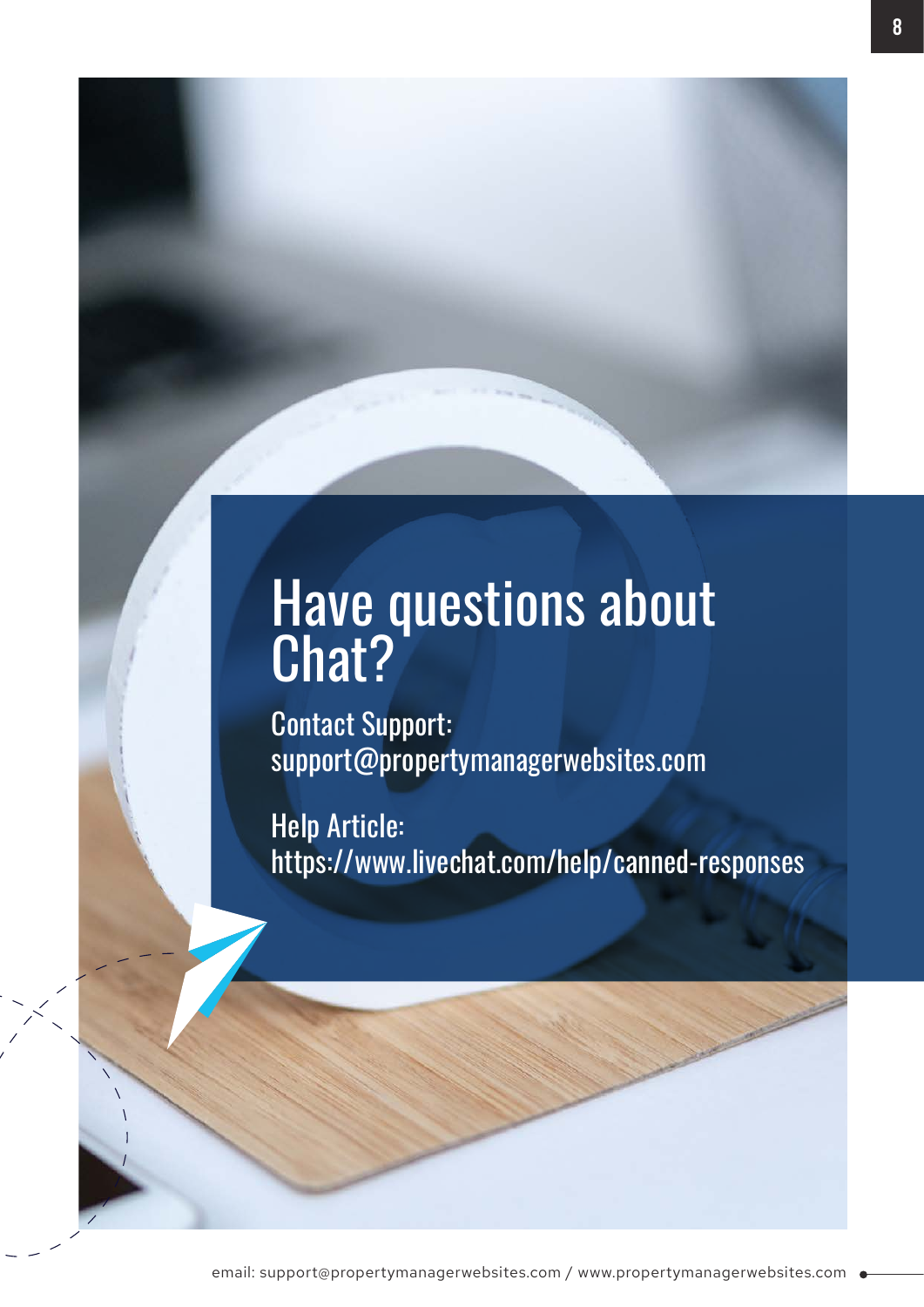# Have questions about Chat?

Contact Support:
support@propertymanagerwebsites.com

Help Article:
https://www.livechat.com/help/canned-responses